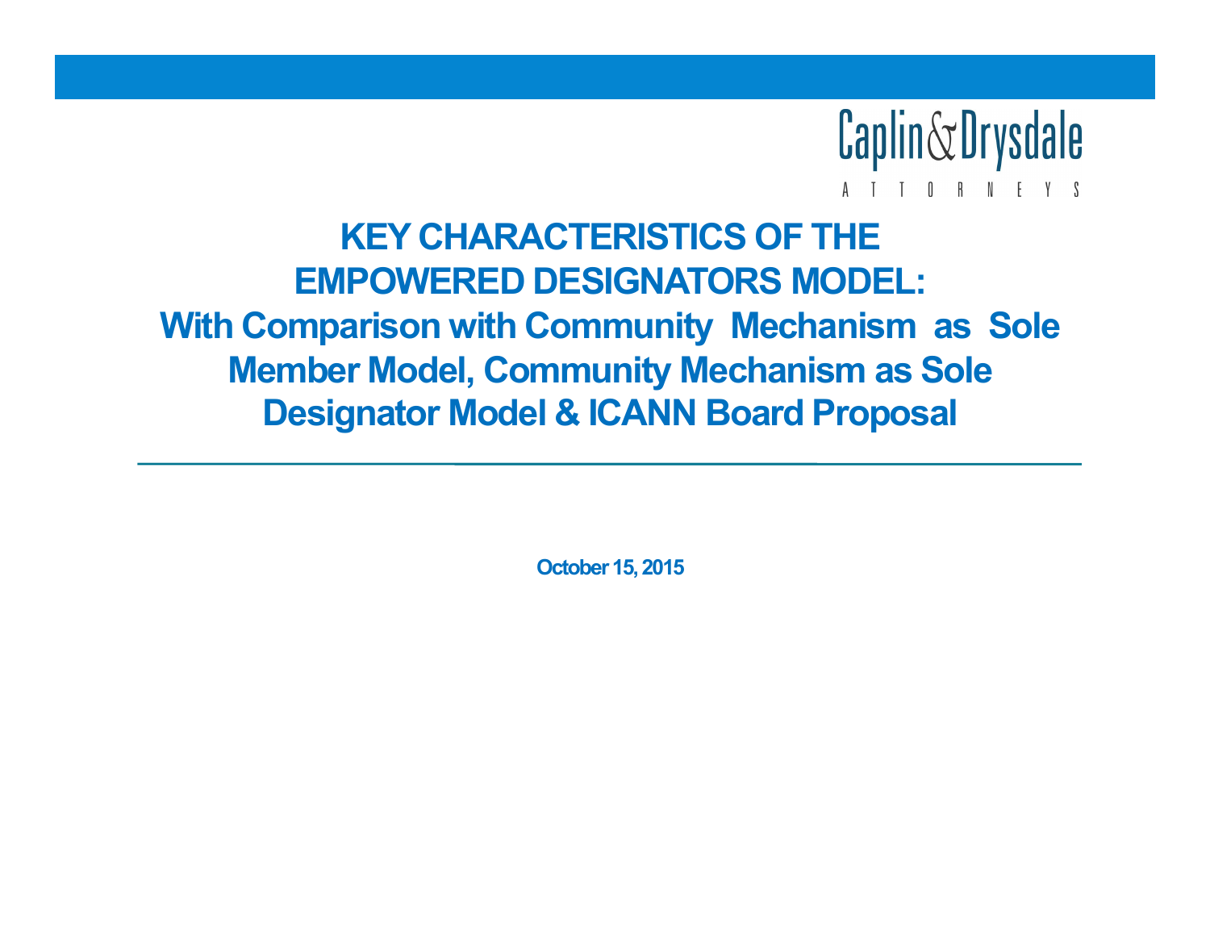Caplin & Drysdale

ATTORNEYS

# KEY CHARACTERISTICS OF THE EMPOWERED DESIGNATORS MODEL: With Comparison with Community Mechanism as Sole Member Model, Community Mechanism as Sole Designator Model & ICANN Board Proposal

October 15, 2015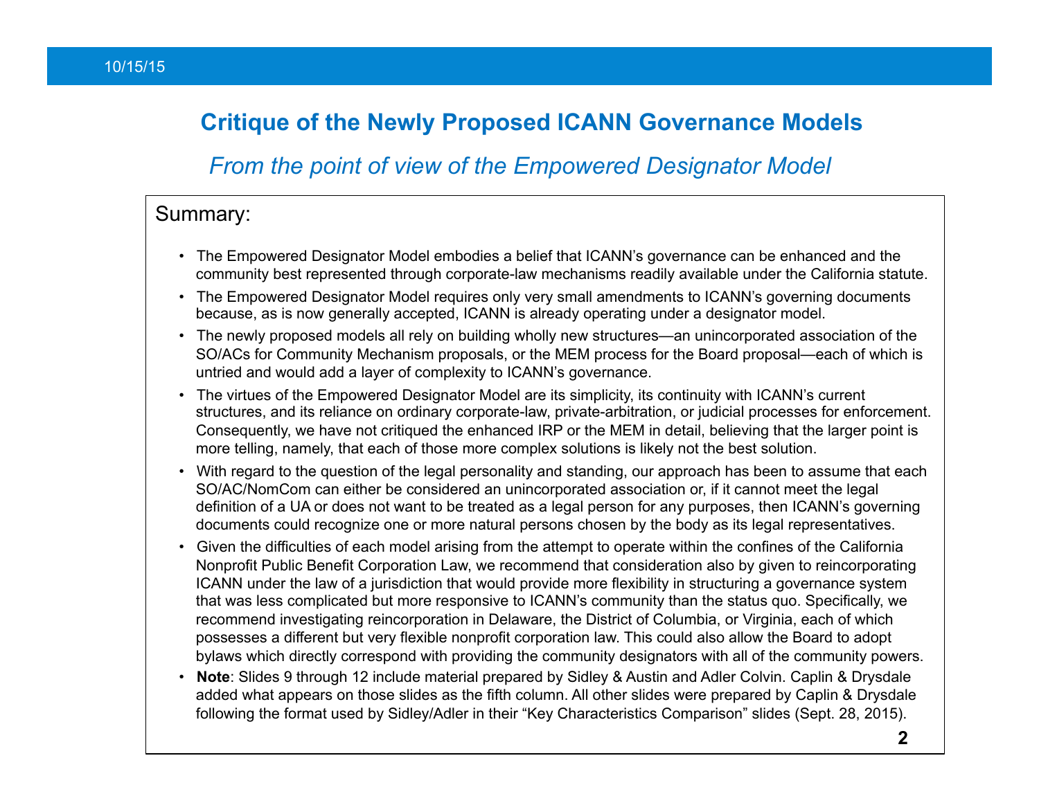10/15/15

# Critique of the Newly Proposed ICANN Governance Models

## *From the point of view of the Empowered Designator Model*

### Summary:

- The Empowered Designator Model embodies a belief that ICANN's governance can be enhanced and the community best represented through corporate-law mechanisms readily available under the California statute.
- The Empowered Designator Model requires only very small amendments to ICANN's governing documents because, as is now generally accepted, ICANN is already operating under a designator model.
- The newly proposed models all rely on building wholly new structures—an unincorporated association of the SO/ACs for Community Mechanism proposals, or the MEM process for the Board proposal—each of which is untried and would add a layer of complexity to ICANN's governance.
- The virtues of the Empowered Designator Model are its simplicity, its continuity with ICANN's current structures, and its reliance on ordinary corporate-law, private-arbitration, or judicial processes for enforcement. Consequently, we have not critiqued the enhanced IRP or the MEM in detail, believing that the larger point is more telling, namely, that each of those more complex solutions is likely not the best solution.
- With regard to the question of the legal personality and standing, our approach has been to assume that each SO/AC/NomCom can either be considered an unincorporated association or, if it cannot meet the legal definition of a UA or does not want to be treated as a legal person for any purposes, then ICANN's governing documents could recognize one or more natural persons chosen by the body as its legal representatives.
- Given the difficulties of each model arising from the attempt to operate within the confines of the California Nonprofit Public Benefit Corporation Law, we recommend that consideration also by given to reincorporating ICANN under the law of a jurisdiction that would provide more flexibility in structuring a governance system that was less complicated but more responsive to ICANN's community than the status quo. Specifically, we recommend investigating reincorporation in Delaware, the District of Columbia, or Virginia, each of which possesses a different but very flexible nonprofit corporation law. This could also allow the Board to adopt bylaws which directly correspond with providing the community designators with all of the community powers.
- **Note**: Slides 9 through 12 include material prepared by Sidley & Austin and Adler Colvin. Caplin & Drysdale added what appears on those slides as the fifth column. All other slides were prepared by Caplin & Drysdale following the format used by Sidley/Adler in their "Key Characteristics Comparison" slides (Sept. 28, 2015).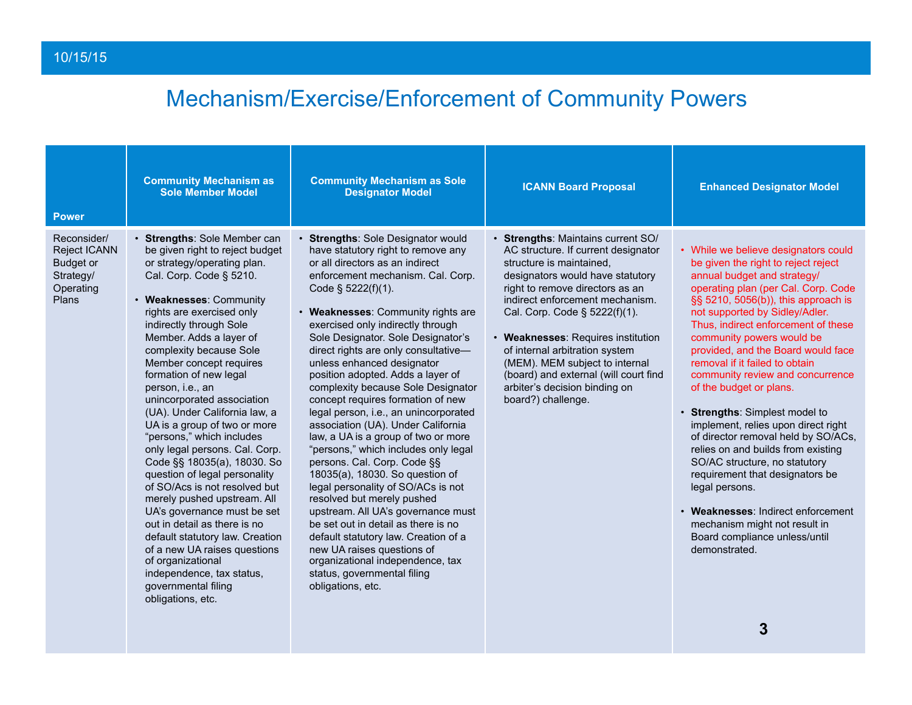# Mechanism/Exercise/Enforcement of Community Powers

| Power | Community Mechanism as Sole Member Model | Community Mechanism as Sole Designator Model | ICANN Board Proposal | Enhanced Designator Model |
|---|---|---|---|---|
| Reconsider/ Reject ICANN Budget or Strategy/ Operating Plans | • **Strengths**: Sole Member can be given right to reject budget or strategy/operating plan. Cal. Corp. Code § 5210.<br><br>• **Weaknesses**: Community rights are exercised only indirectly through Sole Member. Adds a layer of complexity because Sole Member concept requires formation of new legal person, i.e., an unincorporated association (UA). Under California law, a UA is a group of two or more "persons," which includes only legal persons. Cal. Corp. Code §§ 18035(a), 18030. So question of legal personality of SO/Acs is not resolved but merely pushed upstream. All UA's governance must be set out in detail as there is no default statutory law. Creation of a new UA raises questions of organizational independence, tax status, governmental filing obligations, etc. | • **Strengths**: Sole Designator would have statutory right to remove any or all directors as an indirect enforcement mechanism. Cal. Corp. Code § 5222(f)(1).<br><br>• **Weaknesses**: Community rights are exercised only indirectly through Sole Designator. Sole Designator's direct rights are only consultative—unless enhanced designator position adopted. Adds a layer of complexity because Sole Designator concept requires formation of new legal person, i.e., an unincorporated association (UA). Under California law, a UA is a group of two or more "persons," which includes only legal persons. Cal. Corp. Code §§ 18035(a), 18030. So question of legal personality of SO/ACs is not resolved but merely pushed upstream. All UA's governance must be set out in detail as there is no default statutory law. Creation of a new UA raises questions of organizational independence, tax status, governmental filing obligations, etc. | • **Strengths**: Maintains current SO/ AC structure. If current designator structure is maintained, designators would have statutory right to remove directors as an indirect enforcement mechanism. Cal. Corp. Code § 5222(f)(1).<br><br>• **Weaknesses**: Requires institution of internal arbitration system (MEM). MEM subject to internal (board) and external (will court find arbiter's decision binding on board?) challenge. | • While we believe designators could be given the right to reject reject annual budget and strategy/ operating plan (per Cal. Corp. Code §§ 5210, 5056(b)), this approach is not supported by Sidley/Adler. Thus, indirect enforcement of these community powers would be provided, and the Board would face removal if it failed to obtain community review and concurrence of the budget or plans.<br><br>• **Strengths**: Simplest model to implement, relies upon direct right of director removal held by SO/ACs, relies on and builds from existing SO/AC structure, no statutory requirement that designators be legal persons.<br><br>• **Weaknesses**: Indirect enforcement mechanism might not result in Board compliance unless/until demonstrated. |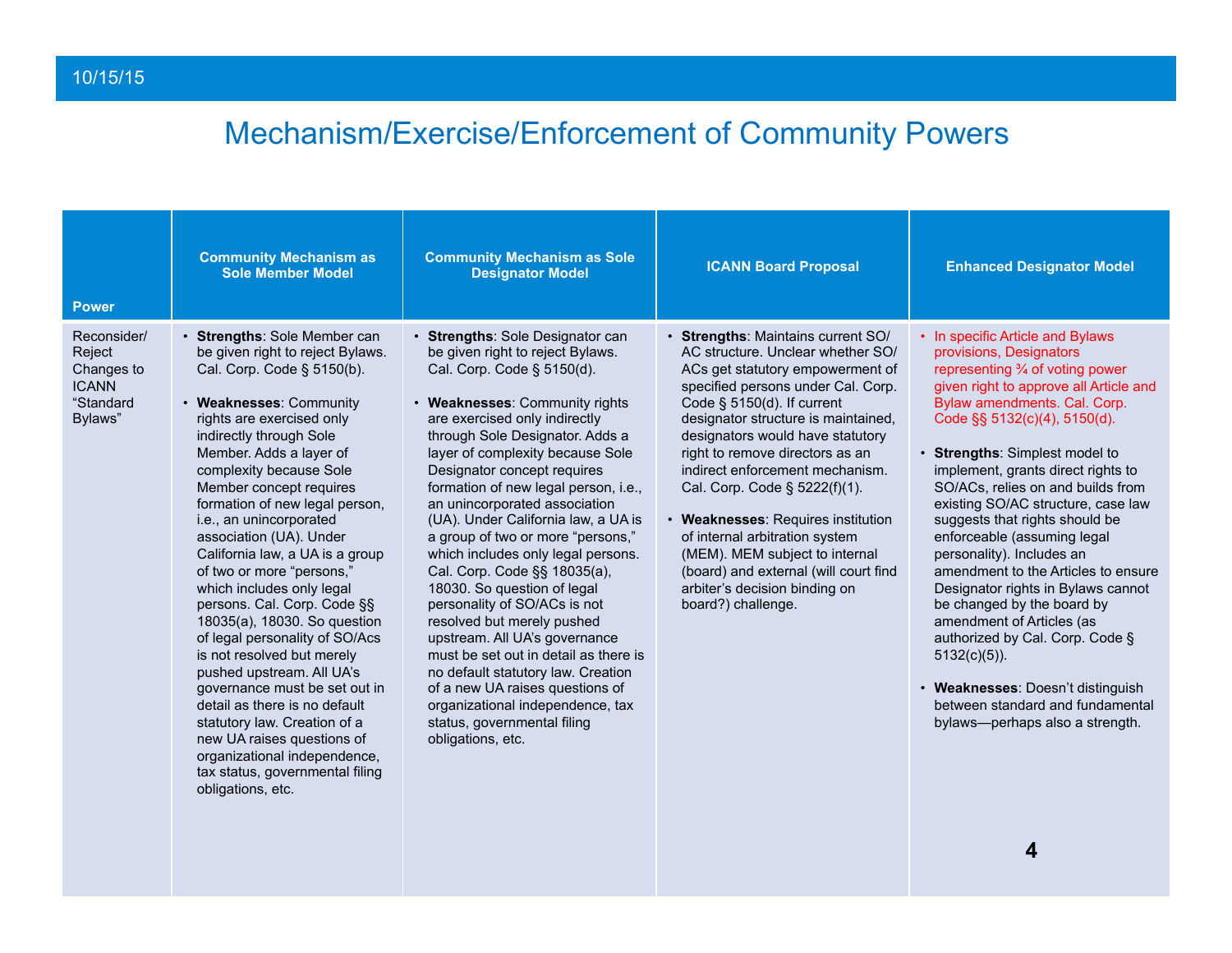# Mechanism/Exercise/Enforcement of Community Powers

| Power | Community Mechanism as Sole Member Model | Community Mechanism as Sole Designator Model | ICANN Board Proposal | Enhanced Designator Model |
|---|---|---|---|---|
| Reconsider/ Reject Changes to ICANN "Standard Bylaws" | • **Strengths**: Sole Member can be given right to reject Bylaws. Cal. Corp. Code § 5150(b).<br><br>• **Weaknesses**: Community rights are exercised only indirectly through Sole Member. Adds a layer of complexity because Sole Member concept requires formation of new legal person, i.e., an unincorporated association (UA). Under California law, a UA is a group of two or more "persons," which includes only legal persons. Cal. Corp. Code §§ 18035(a), 18030. So question of legal personality of SO/Acs is not resolved but merely pushed upstream. All UA's governance must be set out in detail as there is no default statutory law. Creation of a new UA raises questions of organizational independence, tax status, governmental filing obligations, etc. | • **Strengths**: Sole Designator can be given right to reject Bylaws. Cal. Corp. Code § 5150(d).<br><br>• **Weaknesses**: Community rights are exercised only indirectly through Sole Designator. Adds a layer of complexity because Sole Designator concept requires formation of new legal person, i.e., an unincorporated association (UA). Under California law, a UA is a group of two or more "persons," which includes only legal persons. Cal. Corp. Code §§ 18035(a), 18030. So question of legal personality of SO/ACs is not resolved but merely pushed upstream. All UA's governance must be set out in detail as there is no default statutory law. Creation of a new UA raises questions of organizational independence, tax status, governmental filing obligations, etc. | • **Strengths**: Maintains current SO/ AC structure. Unclear whether SO/ ACs get statutory empowerment of specified persons under Cal. Corp. Code § 5150(d). If current designator structure is maintained, designators would have statutory right to remove directors as an indirect enforcement mechanism. Cal. Corp. Code § 5222(f)(1).<br><br>• **Weaknesses**: Requires institution of internal arbitration system (MEM). MEM subject to internal (board) and external (will court find arbiter's decision binding on board?) challenge. | • In specific Article and Bylaws provisions, Designators representing ¾ of voting power given right to approve all Article and Bylaw amendments. Cal. Corp. Code §§ 5132(c)(4), 5150(d).<br><br>• **Strengths**: Simplest model to implement, grants direct rights to SO/ACs, relies on and builds from existing SO/AC structure, case law suggests that rights should be enforceable (assuming legal personality). Includes an amendment to the Articles to ensure Designator rights in Bylaws cannot be changed by the board by amendment of Articles (as authorized by Cal. Corp. Code § 5132(c)(5)).<br><br>• **Weaknesses**: Doesn't distinguish between standard and fundamental bylaws—perhaps also a strength. |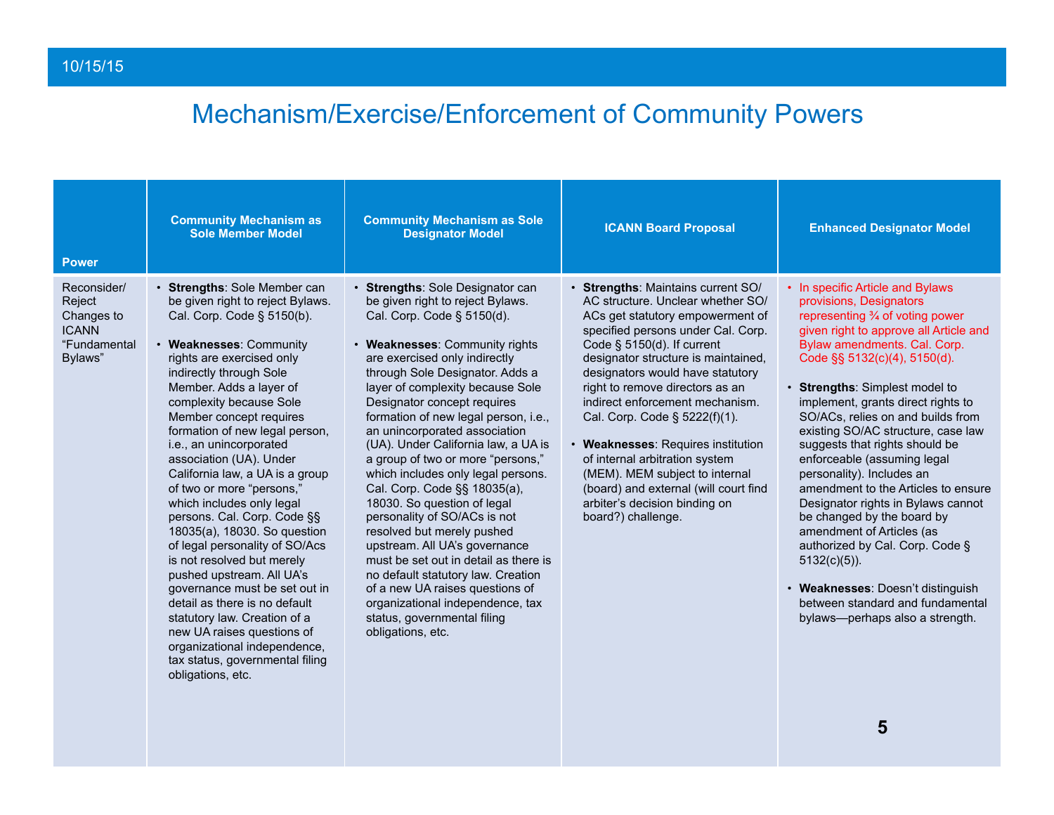# Mechanism/Exercise/Enforcement of Community Powers

| Power | Community Mechanism as Sole Member Model | Community Mechanism as Sole Designator Model | ICANN Board Proposal | Enhanced Designator Model |
|---|---|---|---|---|
| Reconsider/ Reject Changes to ICANN "Fundamental Bylaws" | • **Strengths**: Sole Member can be given right to reject Bylaws. Cal. Corp. Code § 5150(b).<br><br>• **Weaknesses**: Community rights are exercised only indirectly through Sole Member. Adds a layer of complexity because Sole Member concept requires formation of new legal person, i.e., an unincorporated association (UA). Under California law, a UA is a group of two or more "persons," which includes only legal persons. Cal. Corp. Code §§ 18035(a), 18030. So question of legal personality of SO/Acs is not resolved but merely pushed upstream. All UA's governance must be set out in detail as there is no default statutory law. Creation of a new UA raises questions of organizational independence, tax status, governmental filing obligations, etc. | • **Strengths**: Sole Designator can be given right to reject Bylaws. Cal. Corp. Code § 5150(d).<br><br>• **Weaknesses**: Community rights are exercised only indirectly through Sole Designator. Adds a layer of complexity because Sole Designator concept requires formation of new legal person, i.e., an unincorporated association (UA). Under California law, a UA is a group of two or more "persons," which includes only legal persons. Cal. Corp. Code §§ 18035(a), 18030. So question of legal personality of SO/ACs is not resolved but merely pushed upstream. All UA's governance must be set out in detail as there is no default statutory law. Creation of a new UA raises questions of organizational independence, tax status, governmental filing obligations, etc. | • **Strengths**: Maintains current SO/ AC structure. Unclear whether SO/ ACs get statutory empowerment of specified persons under Cal. Corp. Code § 5150(d). If current designator structure is maintained, designators would have statutory right to remove directors as an indirect enforcement mechanism. Cal. Corp. Code § 5222(f)(1).<br><br>• **Weaknesses**: Requires institution of internal arbitration system (MEM). MEM subject to internal (board) and external (will court find arbiter's decision binding on board?) challenge. | • In specific Article and Bylaws provisions, Designators representing ¾ of voting power given right to approve all Article and Bylaw amendments. Cal. Corp. Code §§ 5132(c)(4), 5150(d).<br><br>• **Strengths**: Simplest model to implement, grants direct rights to SO/ACs, relies on and builds from existing SO/AC structure, case law suggests that rights should be enforceable (assuming legal personality). Includes an amendment to the Articles to ensure Designator rights in Bylaws cannot be changed by the board by amendment of Articles (as authorized by Cal. Corp. Code § 5132(c)(5)).<br><br>• **Weaknesses**: Doesn't distinguish between standard and fundamental bylaws—perhaps also a strength. |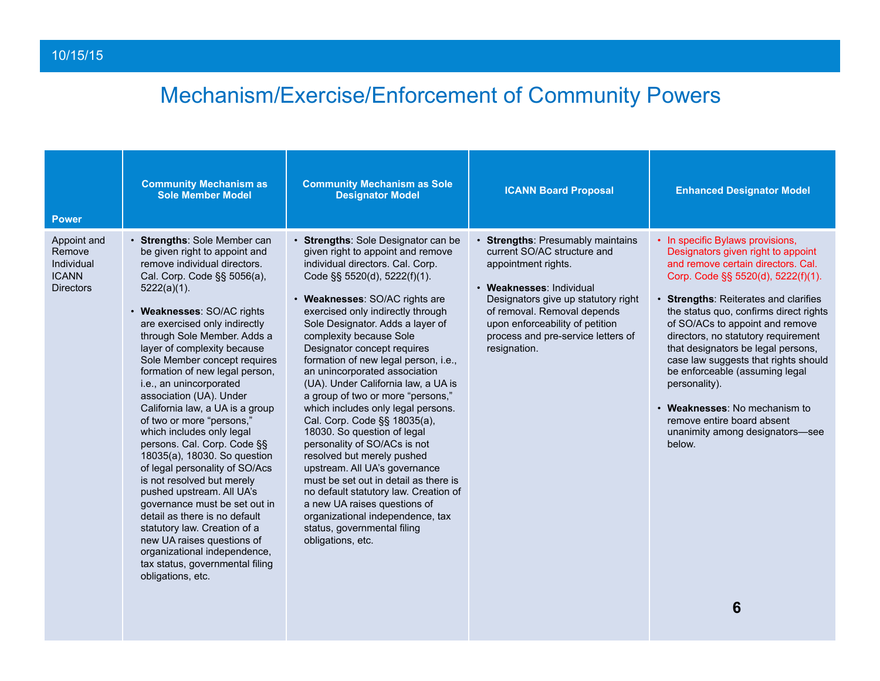# Mechanism/Exercise/Enforcement of Community Powers

| Power | Community Mechanism as Sole Member Model | Community Mechanism as Sole Designator Model | ICANN Board Proposal | Enhanced Designator Model |
|---|---|---|---|---|
| Appoint and Remove Individual ICANN Directors | • **Strengths**: Sole Member can be given right to appoint and remove individual directors. Cal. Corp. Code §§ 5056(a), 5222(a)(1).<br><br>• **Weaknesses**: SO/AC rights are exercised only indirectly through Sole Member. Adds a layer of complexity because Sole Member concept requires formation of new legal person, i.e., an unincorporated association (UA). Under California law, a UA is a group of two or more "persons," which includes only legal persons. Cal. Corp. Code §§ 18035(a), 18030. So question of legal personality of SO/Acs is not resolved but merely pushed upstream. All UA's governance must be set out in detail as there is no default statutory law. Creation of a new UA raises questions of organizational independence, tax status, governmental filing obligations, etc. | • **Strengths**: Sole Designator can be given right to appoint and remove individual directors. Cal. Corp. Code §§ 5520(d), 5222(f)(1).<br><br>• **Weaknesses**: SO/AC rights are exercised only indirectly through Sole Designator. Adds a layer of complexity because Sole Designator concept requires formation of new legal person, i.e., an unincorporated association (UA). Under California law, a UA is a group of two or more "persons," which includes only legal persons. Cal. Corp. Code §§ 18035(a), 18030. So question of legal personality of SO/ACs is not resolved but merely pushed upstream. All UA's governance must be set out in detail as there is no default statutory law. Creation of a new UA raises questions of organizational independence, tax status, governmental filing obligations, etc. | • **Strengths**: Presumably maintains current SO/AC structure and appointment rights.<br><br>• **Weaknesses**: Individual Designators give up statutory right of removal. Removal depends upon enforceability of petition process and pre-service letters of resignation. | • In specific Bylaws provisions, Designators given right to appoint and remove certain directors. Cal. Corp. Code §§ 5520(d), 5222(f)(1).<br><br>• **Strengths**: Reiterates and clarifies the status quo, confirms direct rights of SO/ACs to appoint and remove directors, no statutory requirement that designators be legal persons, case law suggests that rights should be enforceable (assuming legal personality).<br><br>• **Weaknesses**: No mechanism to remove entire board absent unanimity among designators—see below. |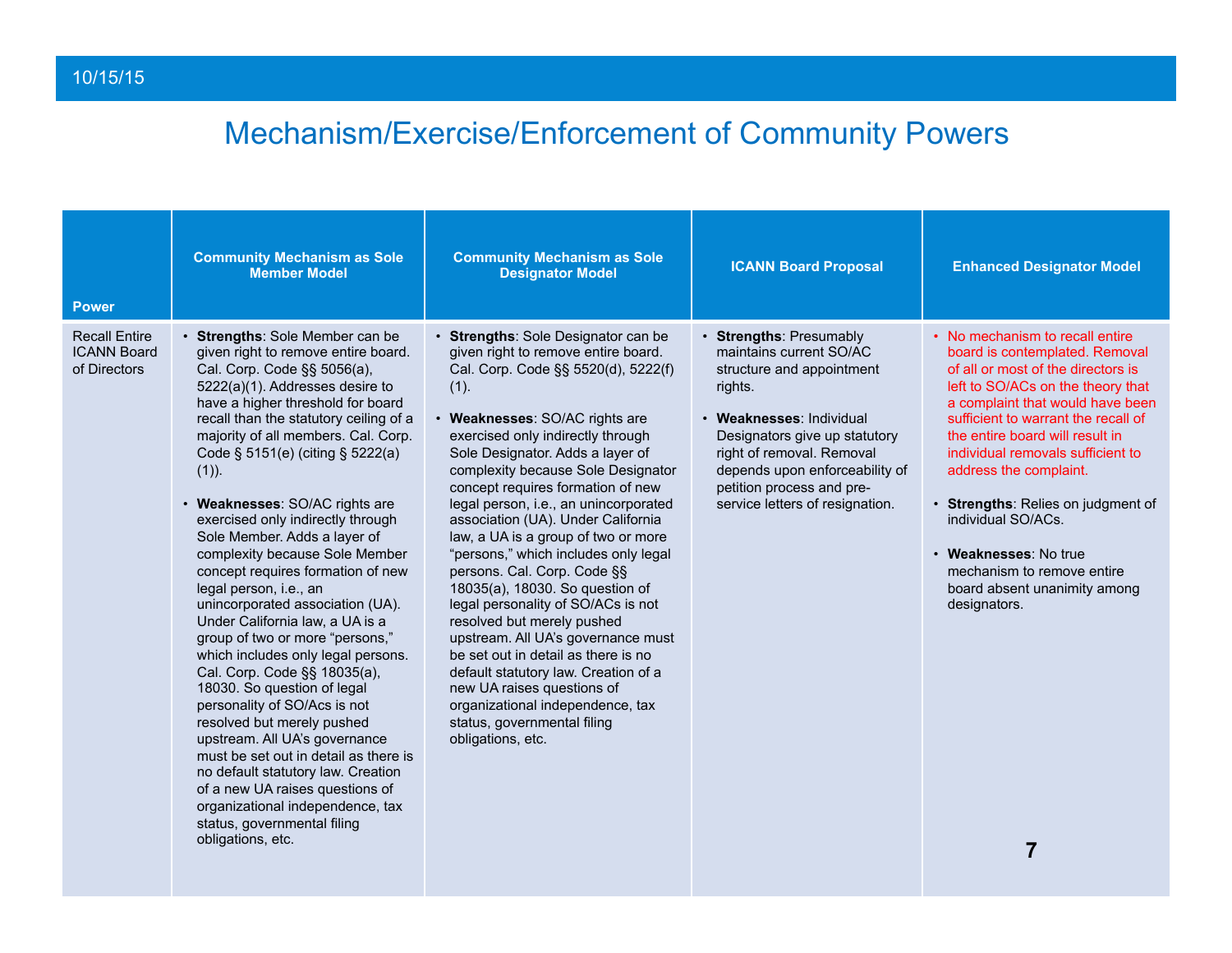# Mechanism/Exercise/Enforcement of Community Powers

| Power | Community Mechanism as Sole Member Model | Community Mechanism as Sole Designator Model | ICANN Board Proposal | Enhanced Designator Model |
|---|---|---|---|---|
| Recall Entire ICANN Board of Directors | • **Strengths**: Sole Member can be given right to remove entire board. Cal. Corp. Code §§ 5056(a), 5222(a)(1). Addresses desire to have a higher threshold for board recall than the statutory ceiling of a majority of all members. Cal. Corp. Code § 5151(e) (citing § 5222(a)(1)).<br><br>• **Weaknesses**: SO/AC rights are exercised only indirectly through Sole Member. Adds a layer of complexity because Sole Member concept requires formation of new legal person, i.e., an unincorporated association (UA). Under California law, a UA is a group of two or more "persons," which includes only legal persons. Cal. Corp. Code §§ 18035(a), 18030. So question of legal personality of SO/Acs is not resolved but merely pushed upstream. All UA's governance must be set out in detail as there is no default statutory law. Creation of a new UA raises questions of organizational independence, tax status, governmental filing obligations, etc. | • **Strengths**: Sole Designator can be given right to remove entire board. Cal. Corp. Code §§ 5520(d), 5222(f)(1).<br><br>• **Weaknesses**: SO/AC rights are exercised only indirectly through Sole Designator. Adds a layer of complexity because Sole Designator concept requires formation of new legal person, i.e., an unincorporated association (UA). Under California law, a UA is a group of two or more "persons," which includes only legal persons. Cal. Corp. Code §§ 18035(a), 18030. So question of legal personality of SO/ACs is not resolved but merely pushed upstream. All UA's governance must be set out in detail as there is no default statutory law. Creation of a new UA raises questions of organizational independence, tax status, governmental filing obligations, etc. | • **Strengths**: Presumably maintains current SO/AC structure and appointment rights.<br><br>• **Weaknesses**: Individual Designators give up statutory right of removal. Removal depends upon enforceability of petition process and pre-service letters of resignation. | • No mechanism to recall entire board is contemplated. Removal of all or most of the directors is left to SO/ACs on the theory that a complaint that would have been sufficient to warrant the recall of the entire board will result in individual removals sufficient to address the complaint.<br><br>• **Strengths**: Relies on judgment of individual SO/ACs.<br><br>• **Weaknesses**: No true mechanism to remove entire board absent unanimity among designators. |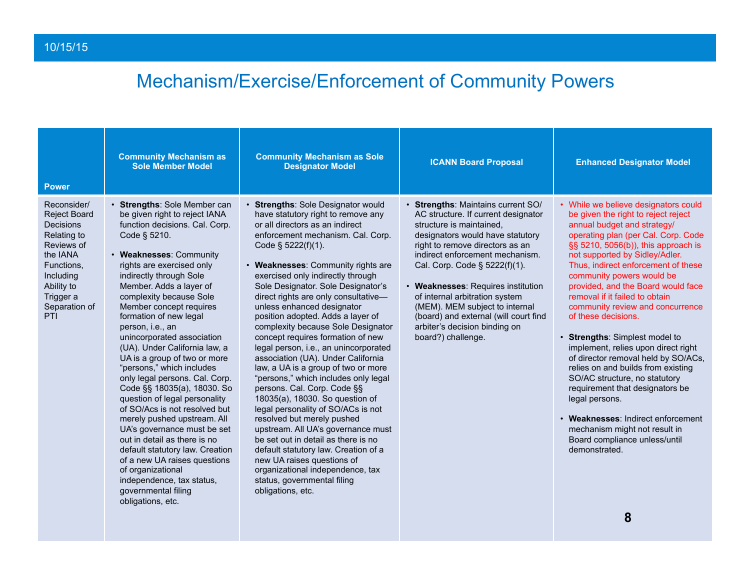# Mechanism/Exercise/Enforcement of Community Powers

| Power | Community Mechanism as Sole Member Model | Community Mechanism as Sole Designator Model | ICANN Board Proposal | Enhanced Designator Model |
|---|---|---|---|---|
| Reconsider/ Reject Board Decisions Relating to Reviews of the IANA Functions, Including Ability to Trigger a Separation of PTI | • **Strengths**: Sole Member can be given right to reject IANA function decisions. Cal. Corp. Code § 5210.<br><br>• **Weaknesses**: Community rights are exercised only indirectly through Sole Member. Adds a layer of complexity because Sole Member concept requires formation of new legal person, i.e., an unincorporated association (UA). Under California law, a UA is a group of two or more "persons," which includes only legal persons. Cal. Corp. Code §§ 18035(a), 18030. So question of legal personality of SO/Acs is not resolved but merely pushed upstream. All UA's governance must be set out in detail as there is no default statutory law. Creation of a new UA raises questions of organizational independence, tax status, governmental filing obligations, etc. | • **Strengths**: Sole Designator would have statutory right to remove any or all directors as an indirect enforcement mechanism. Cal. Corp. Code § 5222(f)(1).<br><br>• **Weaknesses**: Community rights are exercised only indirectly through Sole Designator. Sole Designator's direct rights are only consultative—unless enhanced designator position adopted. Adds a layer of complexity because Sole Designator concept requires formation of new legal person, i.e., an unincorporated association (UA). Under California law, a UA is a group of two or more "persons," which includes only legal persons. Cal. Corp. Code §§ 18035(a), 18030. So question of legal personality of SO/ACs is not resolved but merely pushed upstream. All UA's governance must be set out in detail as there is no default statutory law. Creation of a new UA raises questions of organizational independence, tax status, governmental filing obligations, etc. | • **Strengths**: Maintains current SO/ AC structure. If current designator structure is maintained, designators would have statutory right to remove directors as an indirect enforcement mechanism. Cal. Corp. Code § 5222(f)(1).<br><br>• **Weaknesses**: Requires institution of internal arbitration system (MEM). MEM subject to internal (board) and external (will court find arbiter's decision binding on board?) challenge. | • While we believe designators could be given the right to reject reject annual budget and strategy/ operating plan (per Cal. Corp. Code §§ 5210, 5056(b)), this approach is not supported by Sidley/Adler. Thus, indirect enforcement of these community powers would be provided, and the Board would face removal if it failed to obtain community review and concurrence of these decisions.<br><br>• **Strengths**: Simplest model to implement, relies upon direct right of director removal held by SO/ACs, relies on and builds from existing SO/AC structure, no statutory requirement that designators be legal persons.<br><br>• **Weaknesses**: Indirect enforcement mechanism might not result in Board compliance unless/until demonstrated. |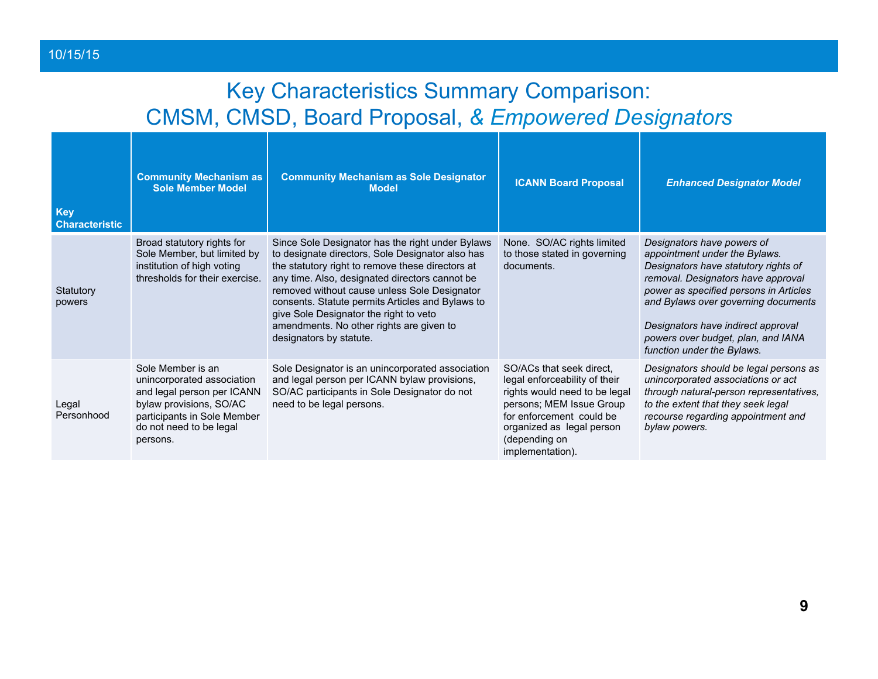# Key Characteristics Summary Comparison: CMSM, CMSD, Board Proposal, *& Empowered Designators*

| Key Characteristic | Community Mechanism as Sole Member Model | Community Mechanism as Sole Designator Model | ICANN Board Proposal | *Enhanced Designator Model* |
|---|---|---|---|---|
| Statutory powers | Broad statutory rights for Sole Member, but limited by institution of high voting thresholds for their exercise. | Since Sole Designator has the right under Bylaws to designate directors, Sole Designator also has the statutory right to remove these directors at any time. Also, designated directors cannot be removed without cause unless Sole Designator consents. Statute permits Articles and Bylaws to give Sole Designator the right to veto amendments. No other rights are given to designators by statute. | None. SO/AC rights limited to those stated in governing documents. | *Designators have powers of appointment under the Bylaws. Designators have statutory rights of removal. Designators have approval power as specified persons in Articles and Bylaws over governing documents*<br><br>*Designators have indirect approval powers over budget, plan, and IANA function under the Bylaws.* |
| Legal Personhood | Sole Member is an unincorporated association and legal person per ICANN bylaw provisions, SO/AC participants in Sole Member do not need to be legal persons. | Sole Designator is an unincorporated association and legal person per ICANN bylaw provisions, SO/AC participants in Sole Designator do not need to be legal persons. | SO/ACs that seek direct, legal enforceability of their rights would need to be legal persons; MEM Issue Group for enforcement could be organized as legal person (depending on implementation). | *Designators should be legal persons as unincorporated associations or act through natural-person representatives, to the extent that they seek legal recourse regarding appointment and bylaw powers.* |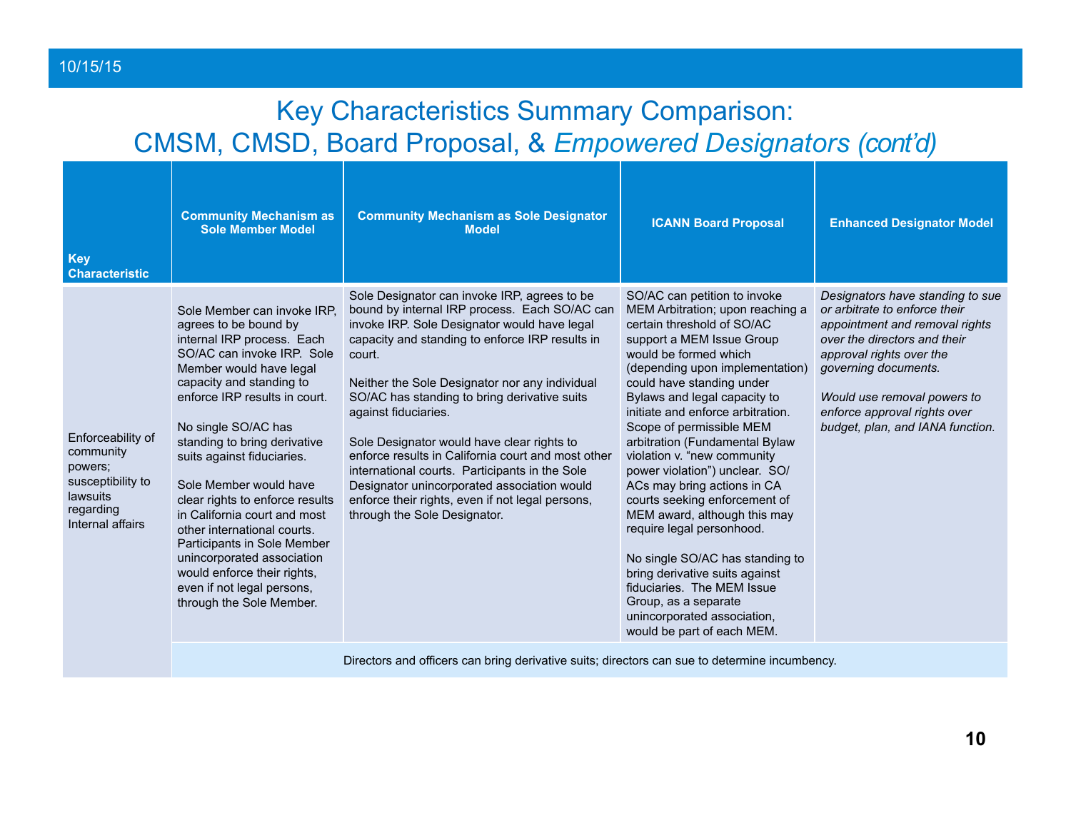# Key Characteristics Summary Comparison: CMSM, CMSD, Board Proposal, & *Empowered Designators (cont'd)*

| Key Characteristic | Community Mechanism as Sole Member Model | Community Mechanism as Sole Designator Model | ICANN Board Proposal | Enhanced Designator Model |
|---|---|---|---|---|
| Enforceability of community powers; susceptibility to lawsuits regarding Internal affairs | Sole Member can invoke IRP, agrees to be bound by internal IRP process. Each SO/AC can invoke IRP. Sole Member would have legal capacity and standing to enforce IRP results in court.<br><br>No single SO/AC has standing to bring derivative suits against fiduciaries.<br><br>Sole Member would have clear rights to enforce results in California court and most other international courts. Participants in Sole Member unincorporated association would enforce their rights, even if not legal persons, through the Sole Member. | Sole Designator can invoke IRP, agrees to be bound by internal IRP process. Each SO/AC can invoke IRP. Sole Designator would have legal capacity and standing to enforce IRP results in court.<br><br>Neither the Sole Designator nor any individual SO/AC has standing to bring derivative suits against fiduciaries.<br><br>Sole Designator would have clear rights to enforce results in California court and most other international courts. Participants in the Sole Designator unincorporated association would enforce their rights, even if not legal persons, through the Sole Designator. | SO/AC can petition to invoke MEM Arbitration; upon reaching a certain threshold of SO/AC support a MEM Issue Group would be formed which (depending upon implementation) could have standing under Bylaws and legal capacity to initiate and enforce arbitration. Scope of permissible MEM arbitration (Fundamental Bylaw violation v. "new community power violation") unclear. SO/ACs may bring actions in CA courts seeking enforcement of MEM award, although this may require legal personhood.<br><br>No single SO/AC has standing to bring derivative suits against fiduciaries. The MEM Issue Group, as a separate unincorporated association, would be part of each MEM. | *Designators have standing to sue or arbitrate to enforce their appointment and removal rights over the directors and their approval rights over the governing documents.*<br><br>*Would use removal powers to enforce approval rights over budget, plan, and IANA function.* |
| | Directors and officers can bring derivative suits; directors can sue to determine incumbency. | | | |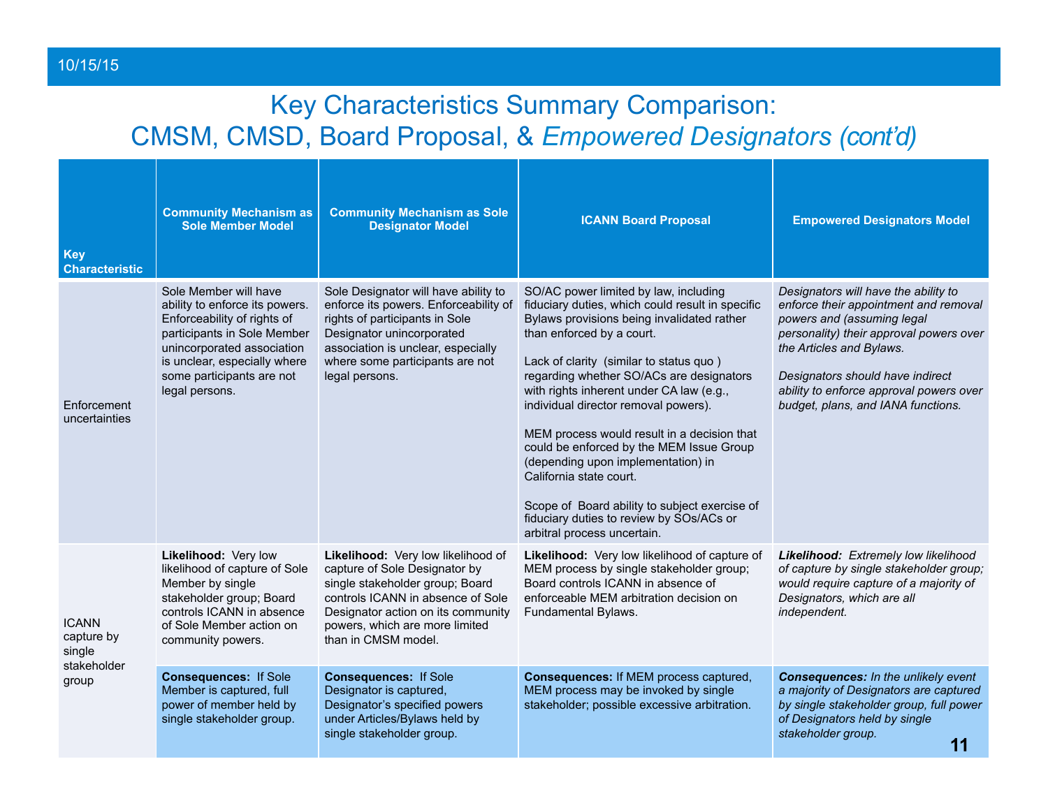# Key Characteristics Summary Comparison: CMSM, CMSD, Board Proposal, & *Empowered Designators (cont'd)*

10/15/15

| Key Characteristic | Community Mechanism as Sole Member Model | Community Mechanism as Sole Designator Model | ICANN Board Proposal | Empowered Designators Model |
|---|---|---|---|---|
| Enforcement uncertainties | Sole Member will have ability to enforce its powers. Enforceability of rights of participants in Sole Member unincorporated association is unclear, especially where some participants are not legal persons. | Sole Designator will have ability to enforce its powers. Enforceability of rights of participants in Sole Designator unincorporated association is unclear, especially where some participants are not legal persons. | SO/AC power limited by law, including fiduciary duties, which could result in specific Bylaws provisions being invalidated rather than enforced by a court.<br><br>Lack of clarity (similar to status quo ) regarding whether SO/ACs are designators with rights inherent under CA law (e.g., individual director removal powers).<br><br>MEM process would result in a decision that could be enforced by the MEM Issue Group (depending upon implementation) in California state court.<br><br>Scope of Board ability to subject exercise of fiduciary duties to review by SOs/ACs or arbitral process uncertain. | *Designators will have the ability to enforce their appointment and removal powers and (assuming legal personality) their approval powers over the Articles and Bylaws.*<br><br>*Designators should have indirect ability to enforce approval powers over budget, plans, and IANA functions.* |
| ICANN capture by single stakeholder group | **Likelihood:** Very low likelihood of capture of Sole Member by single stakeholder group; Board controls ICANN in absence of Sole Member action on community powers. | **Likelihood:** Very low likelihood of capture of Sole Designator by single stakeholder group; Board controls ICANN in absence of Sole Designator action on its community powers, which are more limited than in CMSM model. | **Likelihood:** Very low likelihood of capture of MEM process by single stakeholder group; Board controls ICANN in absence of enforceable MEM arbitration decision on Fundamental Bylaws. | ***Likelihood:*** *Extremely low likelihood of capture by single stakeholder group; would require capture of a majority of Designators, which are all independent.* |
| | **Consequences:** If Sole Member is captured, full power of member held by single stakeholder group. | **Consequences:** If Sole Designator is captured, Designator's specified powers under Articles/Bylaws held by single stakeholder group. | **Consequences:** If MEM process captured, MEM process may be invoked by single stakeholder; possible excessive arbitration. | ***Consequences:*** *In the unlikely event a majority of Designators are captured by single stakeholder group, full power of Designators held by single stakeholder group.* |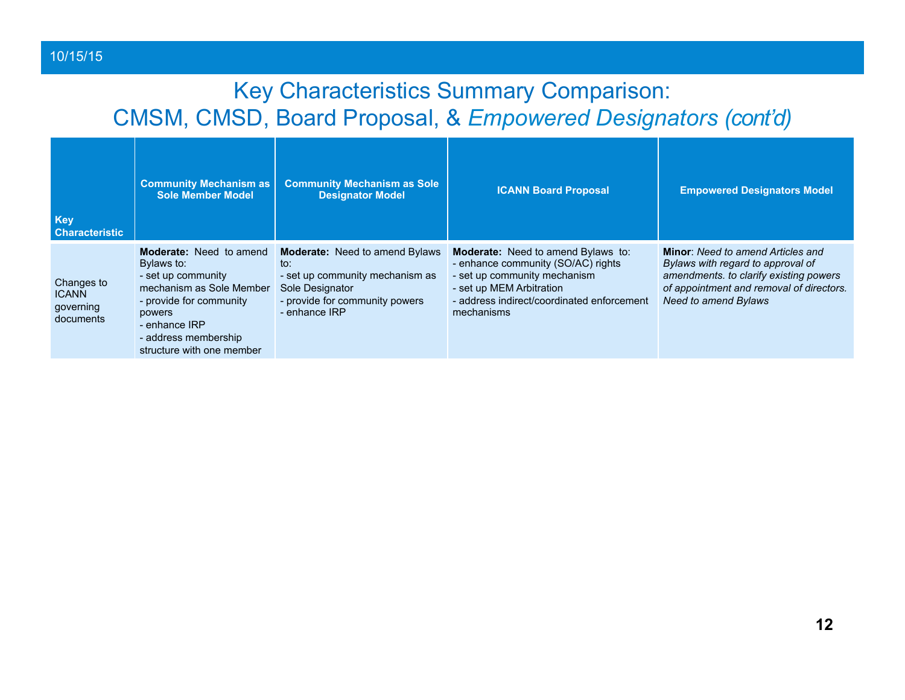# Key Characteristics Summary Comparison: CMSM, CMSD, Board Proposal, & *Empowered Designators (cont'd)*

| Key Characteristic | Community Mechanism as Sole Member Model | Community Mechanism as Sole Designator Model | ICANN Board Proposal | Empowered Designators Model |
|---|---|---|---|---|
| Changes to ICANN governing documents | **Moderate:** Need to amend Bylaws to:<br>- set up community mechanism as Sole Member<br>- provide for community powers<br>- enhance IRP<br>- address membership structure with one member | **Moderate:** Need to amend Bylaws to:<br>- set up community mechanism as Sole Designator<br>- provide for community powers<br>- enhance IRP | **Moderate:** Need to amend Bylaws to:<br>- enhance community (SO/AC) rights<br>- set up community mechanism<br>- set up MEM Arbitration<br>- address indirect/coordinated enforcement mechanisms | **Minor**: *Need to amend Articles and Bylaws with regard to approval of amendments. to clarify existing powers of appointment and removal of directors. Need to amend Bylaws* |